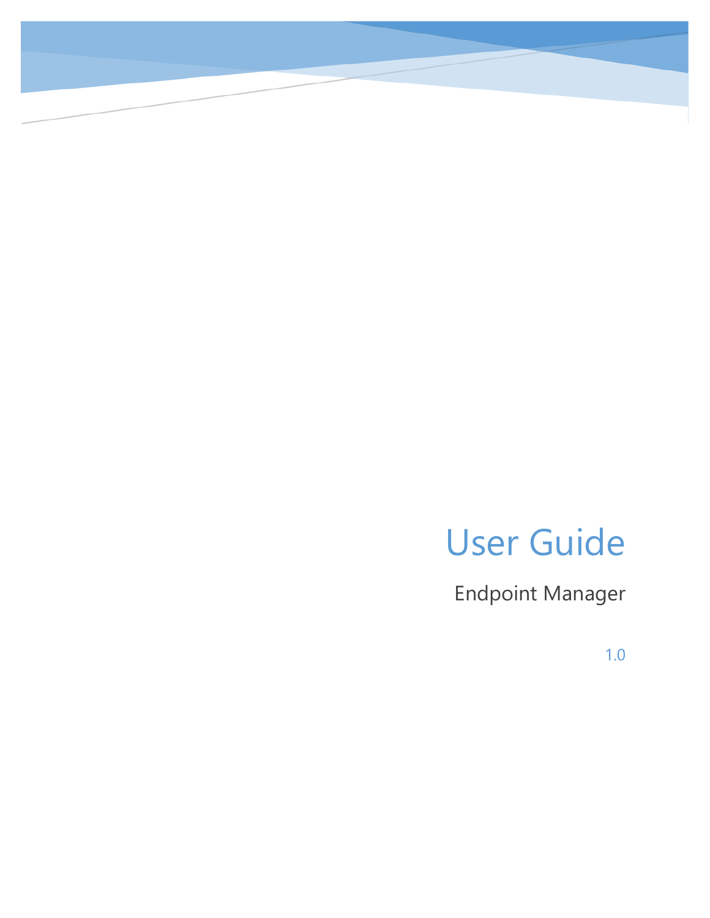# User Guide

Endpoint Manager

1.0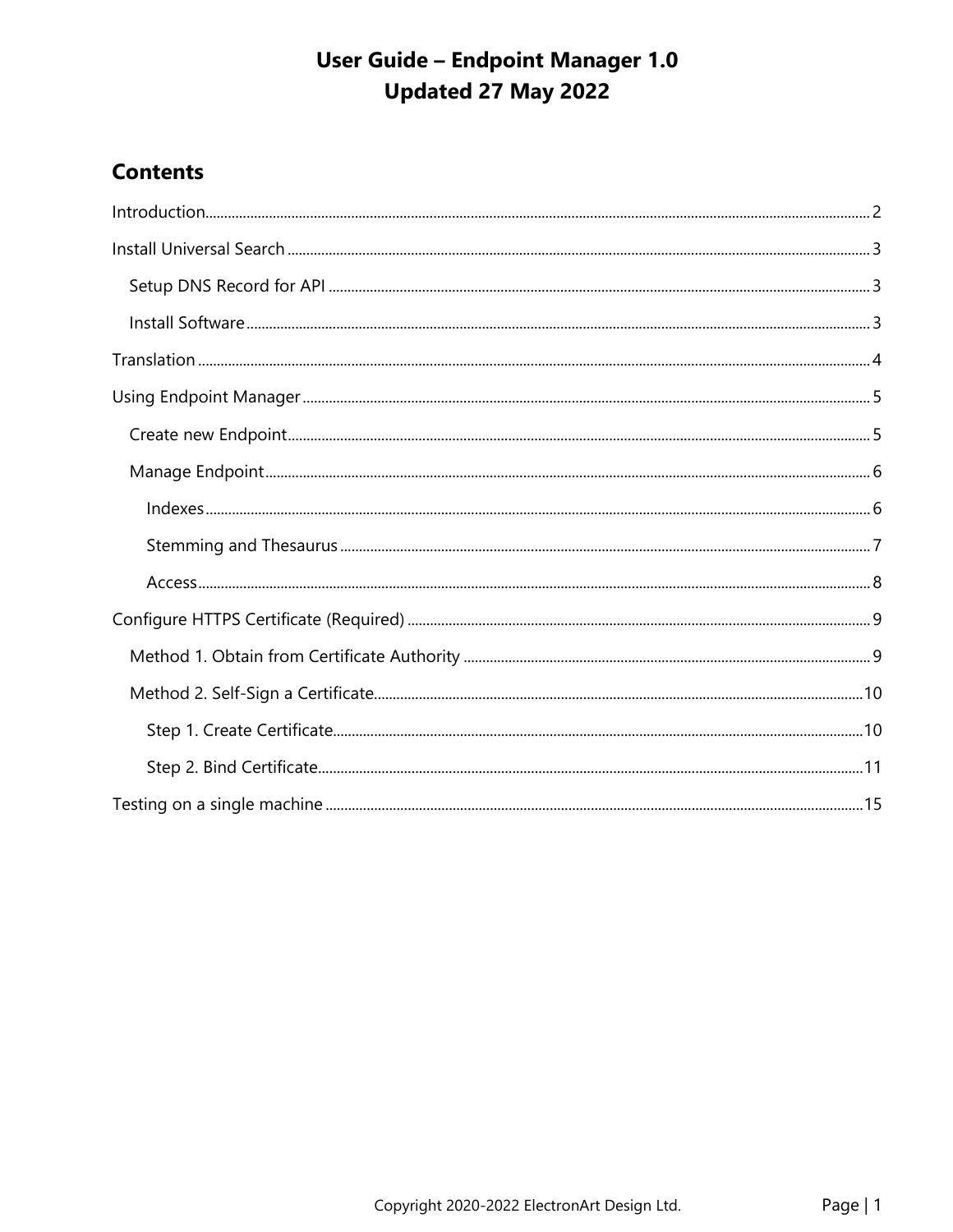# User Guide – Endpoint Manager 1.0
# Updated 27 May 2022

## Contents

Introduction ........ 2

Install Universal Search ........ 3

- Setup DNS Record for API ........ 3
- Install Software ........ 3

Translation ........ 4

Using Endpoint Manager ........ 5

- Create new Endpoint ........ 5
- Manage Endpoint ........ 6
  - Indexes ........ 6
  - Stemming and Thesaurus ........ 7
  - Access ........ 8

Configure HTTPS Certificate (Required) ........ 9

- Method 1. Obtain from Certificate Authority ........ 9
- Method 2. Self-Sign a Certificate ........ 10
  - Step 1. Create Certificate ........ 10
  - Step 2. Bind Certificate ........ 11

Testing on a single machine ........ 15

Copyright 2020-2022 ElectronArt Design Ltd.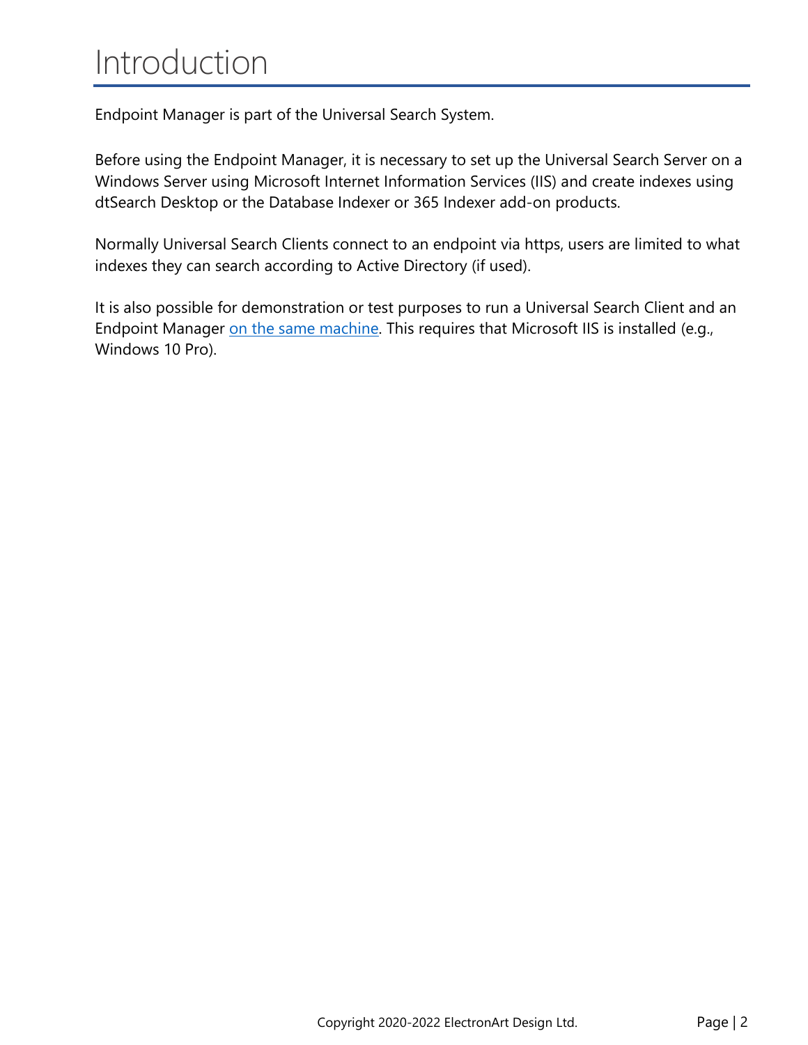# Introduction

Endpoint Manager is part of the Universal Search System.

Before using the Endpoint Manager, it is necessary to set up the Universal Search Server on a Windows Server using Microsoft Internet Information Services (IIS) and create indexes using dtSearch Desktop or the Database Indexer or 365 Indexer add-on products.

Normally Universal Search Clients connect to an endpoint via https, users are limited to what indexes they can search according to Active Directory (if used).

It is also possible for demonstration or test purposes to run a Universal Search Client and an Endpoint Manager on the same machine. This requires that Microsoft IIS is installed (e.g., Windows 10 Pro).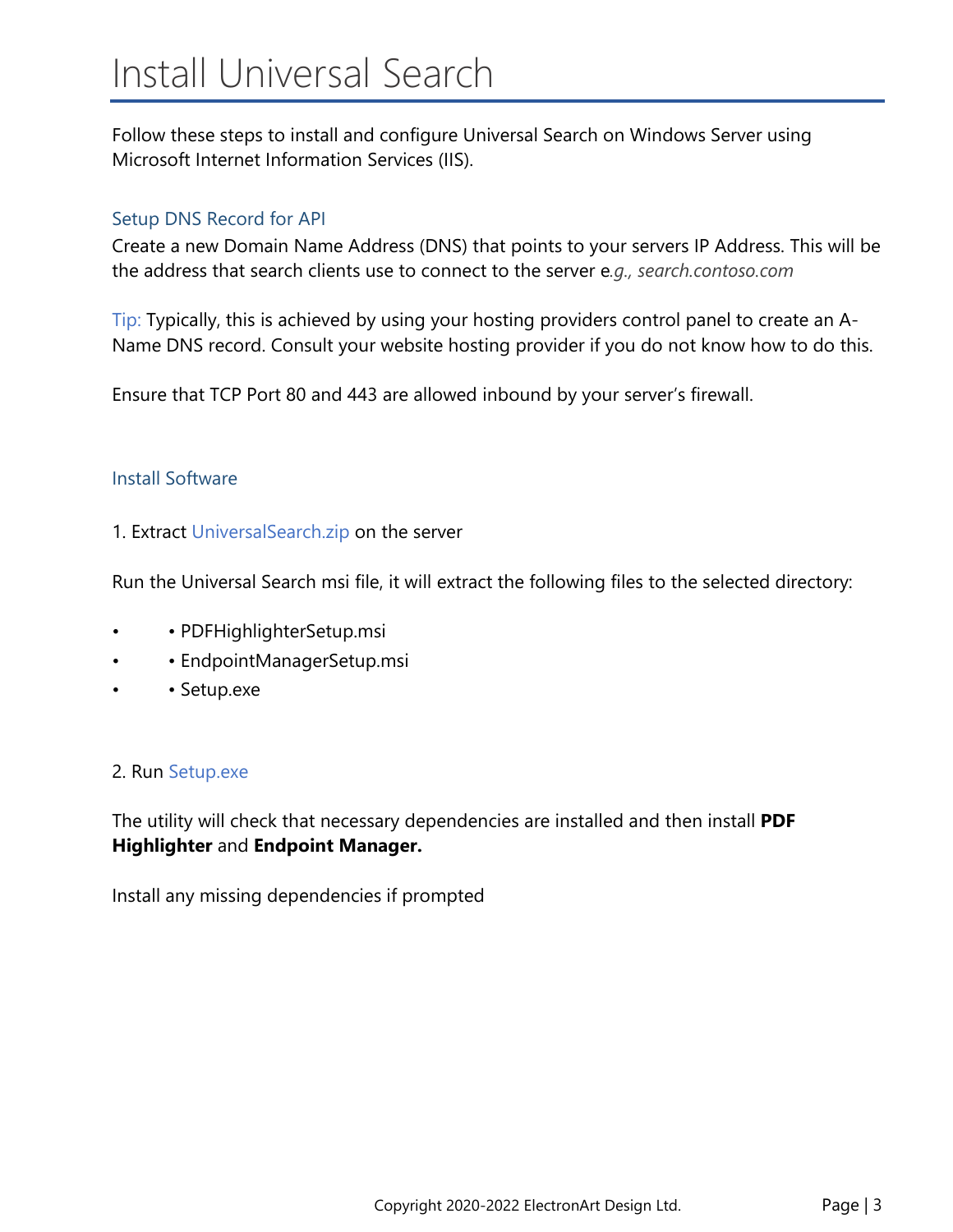# Install Universal Search

Follow these steps to install and configure Universal Search on Windows Server using Microsoft Internet Information Services (IIS).

### Setup DNS Record for API

Create a new Domain Name Address (DNS) that points to your servers IP Address. This will be the address that search clients use to connect to the server e*.g., search.contoso.com*

Tip: Typically, this is achieved by using your hosting providers control panel to create an A-Name DNS record. Consult your website hosting provider if you do not know how to do this.

Ensure that TCP Port 80 and 443 are allowed inbound by your server's firewall.

### Install Software

1. Extract UniversalSearch.zip on the server

Run the Universal Search msi file, it will extract the following files to the selected directory:

- • PDFHighlighterSetup.msi
- • EndpointManagerSetup.msi
- • Setup.exe

2. Run Setup.exe

The utility will check that necessary dependencies are installed and then install **PDF Highlighter** and **Endpoint Manager.**

Install any missing dependencies if prompted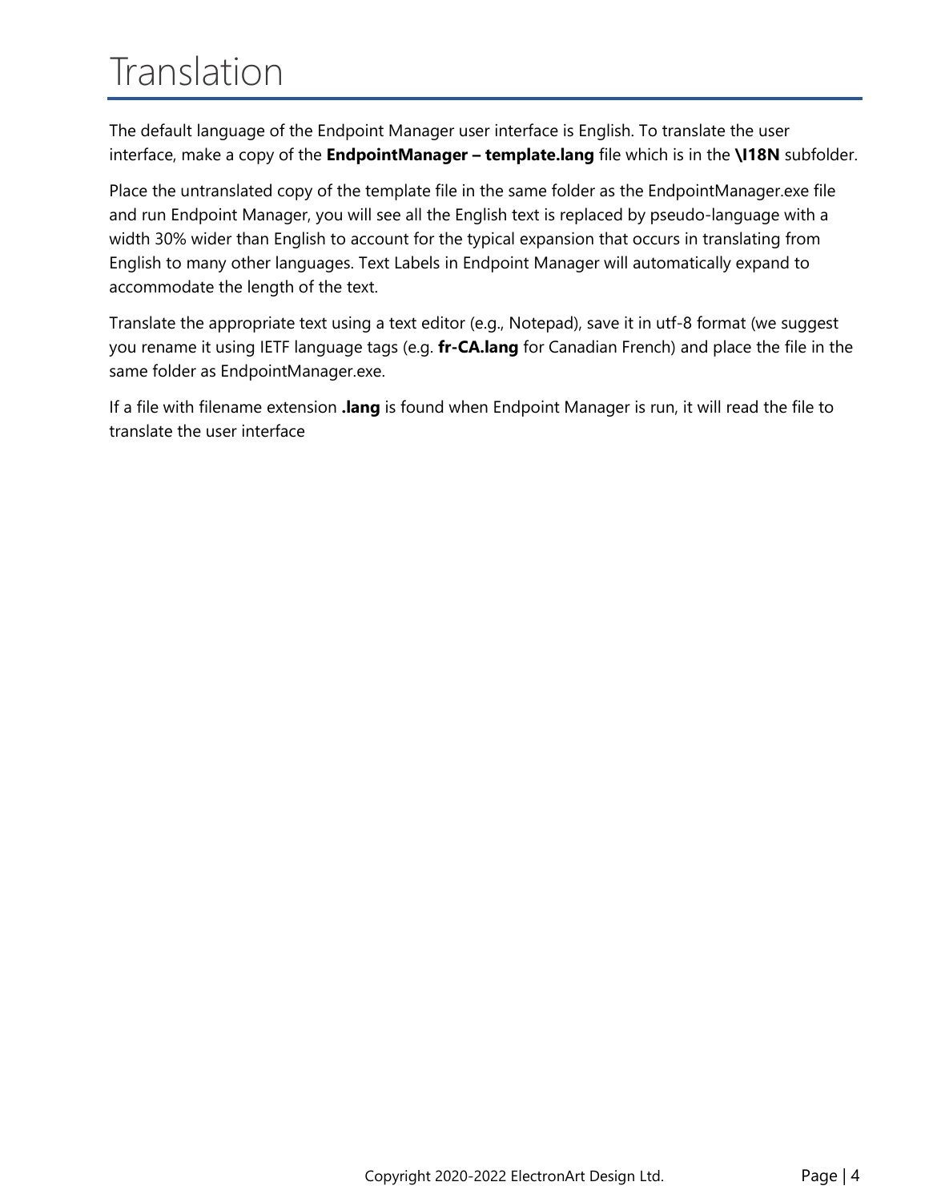# Translation

The default language of the Endpoint Manager user interface is English. To translate the user interface, make a copy of the **EndpointManager – template.lang** file which is in the **\I18N** subfolder.

Place the untranslated copy of the template file in the same folder as the EndpointManager.exe file and run Endpoint Manager, you will see all the English text is replaced by pseudo-language with a width 30% wider than English to account for the typical expansion that occurs in translating from English to many other languages. Text Labels in Endpoint Manager will automatically expand to accommodate the length of the text.

Translate the appropriate text using a text editor (e.g., Notepad), save it in utf-8 format (we suggest you rename it using IETF language tags (e.g. **fr-CA.lang** for Canadian French) and place the file in the same folder as EndpointManager.exe.

If a file with filename extension **.lang** is found when Endpoint Manager is run, it will read the file to translate the user interface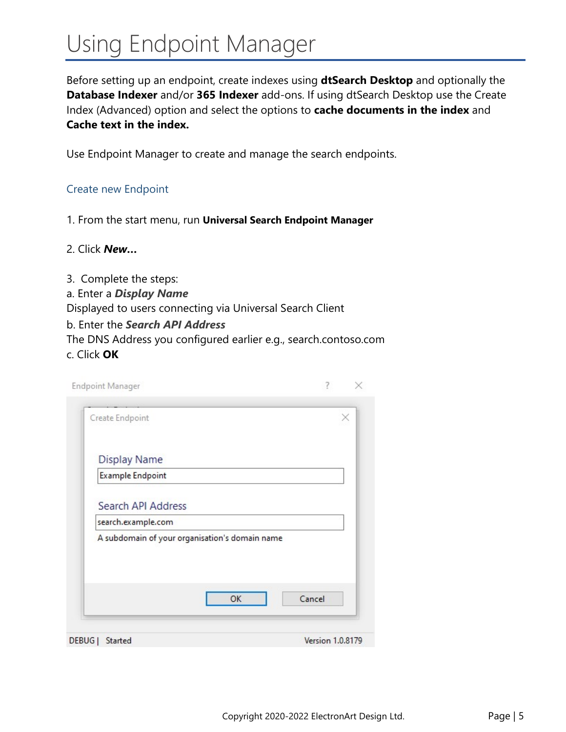# Using Endpoint Manager

Before setting up an endpoint, create indexes using **dtSearch Desktop** and optionally the **Database Indexer** and/or **365 Indexer** add-ons. If using dtSearch Desktop use the Create Index (Advanced) option and select the options to **cache documents in the index** and **Cache text in the index.**

Use Endpoint Manager to create and manage the search endpoints.

## Create new Endpoint

1. From the start menu, run **Universal Search Endpoint Manager**

2. Click ***New...***

3. Complete the steps:

a. Enter a ***Display Name***
Displayed to users connecting via Universal Search Client

b. Enter the ***Search API Address***
The DNS Address you configured earlier e.g., search.contoso.com

c. Click **OK**

Endpoint Manager

Create Endpoint

Display Name

Example Endpoint

Search API Address

search.example.com

A subdomain of your organisation's domain name

OK

Cancel

DEBUG | Started

Version 1.0.8179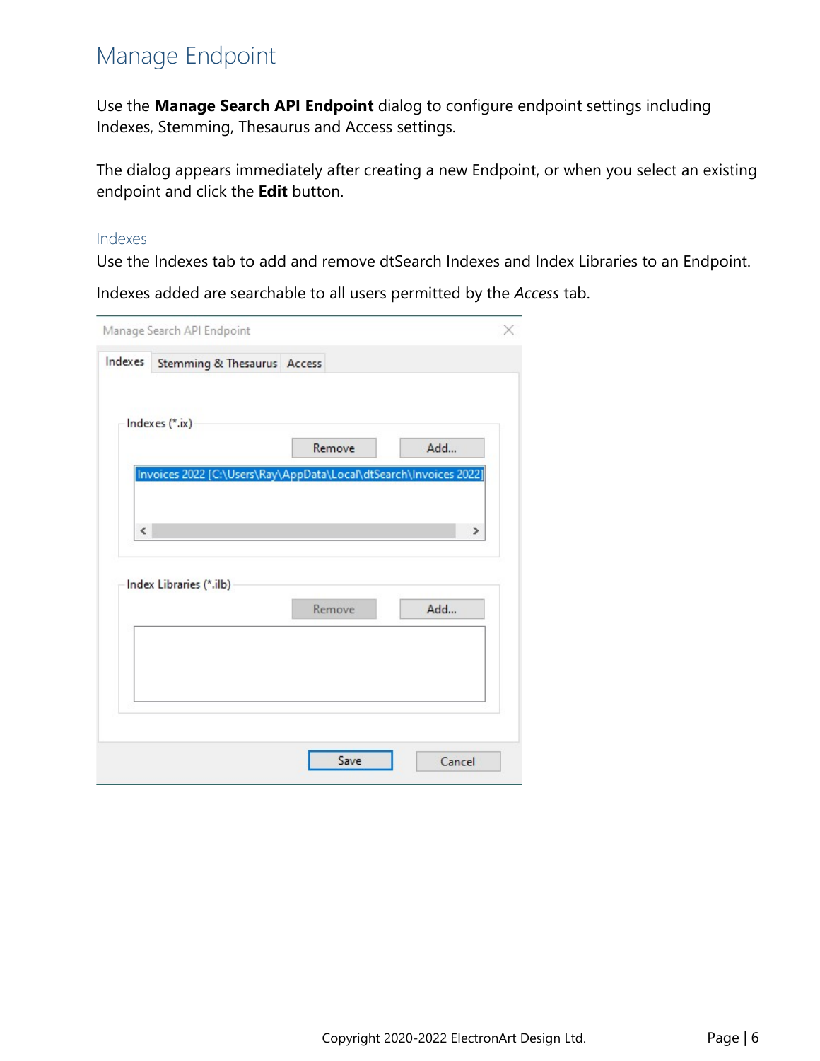# Manage Endpoint

Use the **Manage Search API Endpoint** dialog to configure endpoint settings including Indexes, Stemming, Thesaurus and Access settings.

The dialog appears immediately after creating a new Endpoint, or when you select an existing endpoint and click the **Edit** button.

## Indexes

Use the Indexes tab to add and remove dtSearch Indexes and Index Libraries to an Endpoint.

Indexes added are searchable to all users permitted by the *Access* tab.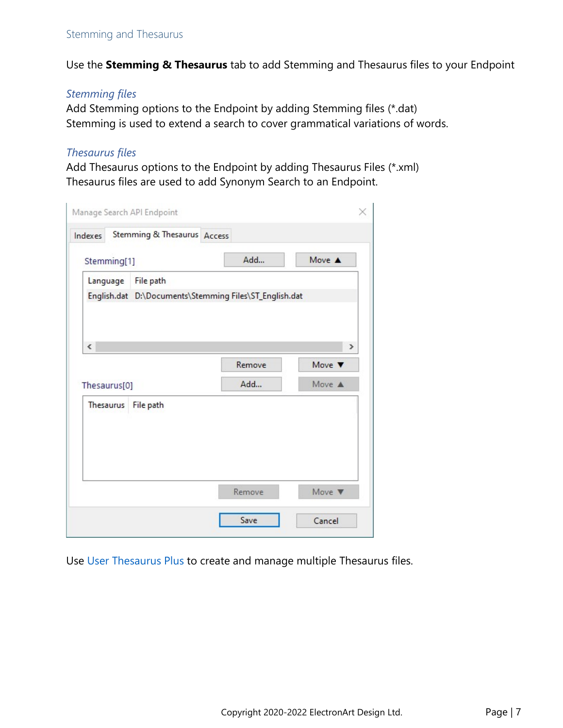## Stemming and Thesaurus

Use the **Stemming & Thesaurus** tab to add Stemming and Thesaurus files to your Endpoint

### *Stemming files*

Add Stemming options to the Endpoint by adding Stemming files (*.dat)
Stemming is used to extend a search to cover grammatical variations of words.

### *Thesaurus files*

Add Thesaurus options to the Endpoint by adding Thesaurus Files (*.xml)
Thesaurus files are used to add Synonym Search to an Endpoint.

Manage Search API Endpoint

Indexes | Stemming & Thesaurus | Access

Stemming[1] Add... Move ▲

| Language | File path |
| --- | --- |
| English.dat | D:\Documents\Stemming Files\ST_English.dat |

Remove Move ▼

Thesaurus[0] Add... Move ▲

| Thesaurus | File path |
| --- | --- |

Remove Move ▼

Save Cancel

Use User Thesaurus Plus to create and manage multiple Thesaurus files.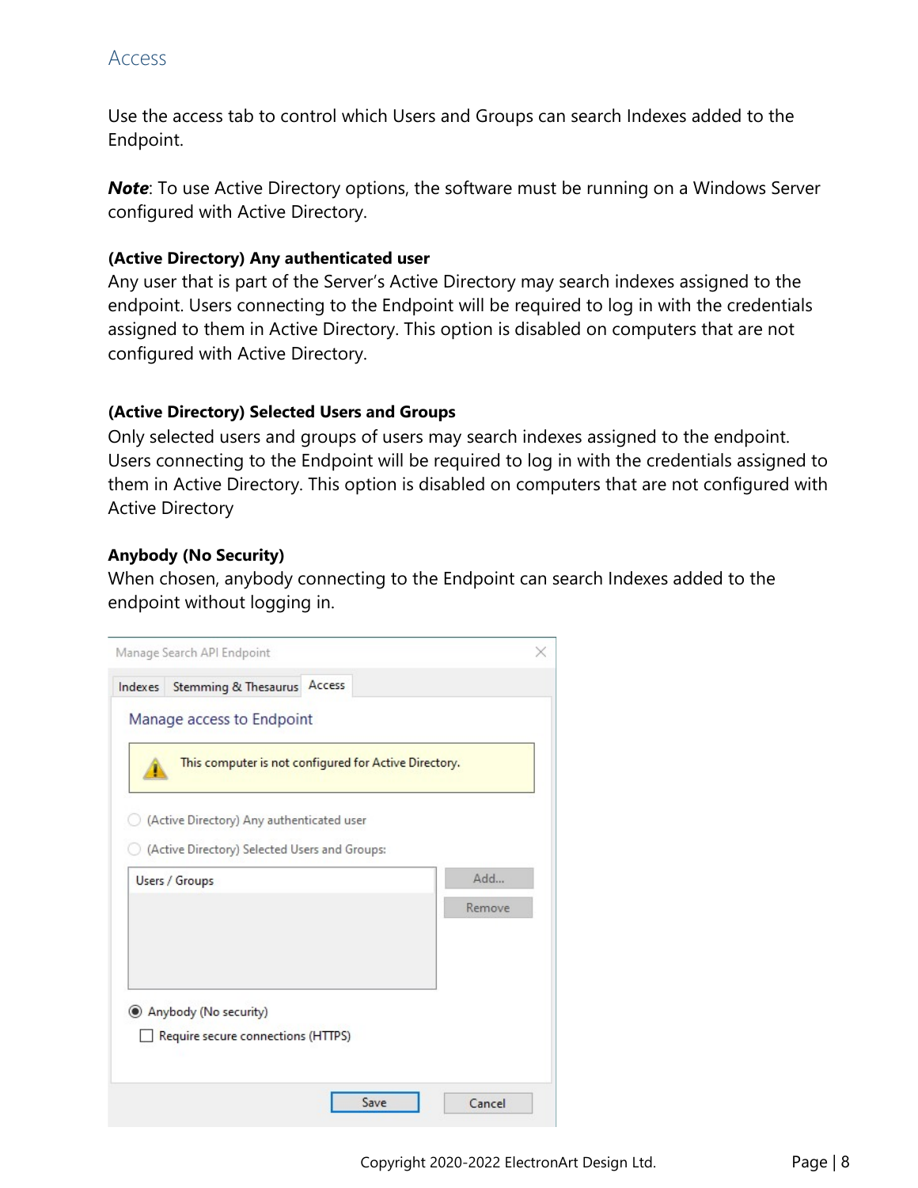## Access

Use the access tab to control which Users and Groups can search Indexes added to the Endpoint.

***Note***: To use Active Directory options, the software must be running on a Windows Server configured with Active Directory.

**(Active Directory) Any authenticated user**
Any user that is part of the Server's Active Directory may search indexes assigned to the endpoint. Users connecting to the Endpoint will be required to log in with the credentials assigned to them in Active Directory. This option is disabled on computers that are not configured with Active Directory.

**(Active Directory) Selected Users and Groups**
Only selected users and groups of users may search indexes assigned to the endpoint. Users connecting to the Endpoint will be required to log in with the credentials assigned to them in Active Directory. This option is disabled on computers that are not configured with Active Directory

**Anybody (No Security)**
When chosen, anybody connecting to the Endpoint can search Indexes added to the endpoint without logging in.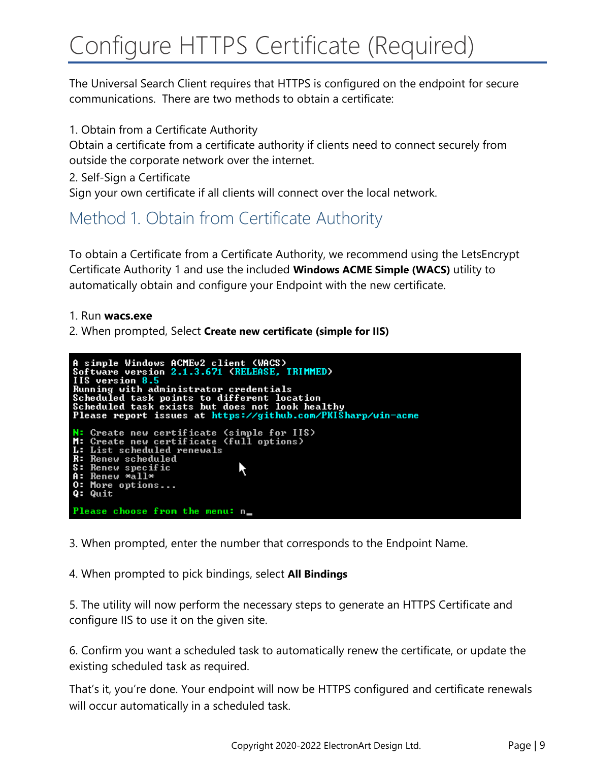# Configure HTTPS Certificate (Required)

The Universal Search Client requires that HTTPS is configured on the endpoint for secure communications. There are two methods to obtain a certificate:

1. Obtain from a Certificate Authority
Obtain a certificate from a certificate authority if clients need to connect securely from outside the corporate network over the internet.
2. Self-Sign a Certificate
Sign your own certificate if all clients will connect over the local network.

## Method 1. Obtain from Certificate Authority

To obtain a Certificate from a Certificate Authority, we recommend using the LetsEncrypt Certificate Authority 1 and use the included **Windows ACME Simple (WACS)** utility to automatically obtain and configure your Endpoint with the new certificate.

1. Run **wacs.exe**
2. When prompted, Select **Create new certificate (simple for IIS)**

```
A simple Windows ACMEv2 client (WACS)
Software version 2.1.3.671 (RELEASE, TRIMMED)
IIS version 8.5
Running with administrator credentials
Scheduled task points to different location
Scheduled task exists but does not look healthy
Please report issues at https://github.com/PKISharp/win-acme

N: Create new certificate (simple for IIS)
M: Create new certificate (full options)
L: List scheduled renewals
R: Renew scheduled
S: Renew specific
A: Renew *all*
O: More options...
Q: Quit

Please choose from the menu: n_
```

3. When prompted, enter the number that corresponds to the Endpoint Name.

4. When prompted to pick bindings, select **All Bindings**

5. The utility will now perform the necessary steps to generate an HTTPS Certificate and configure IIS to use it on the given site.

6. Confirm you want a scheduled task to automatically renew the certificate, or update the existing scheduled task as required.

That's it, you're done. Your endpoint will now be HTTPS configured and certificate renewals will occur automatically in a scheduled task.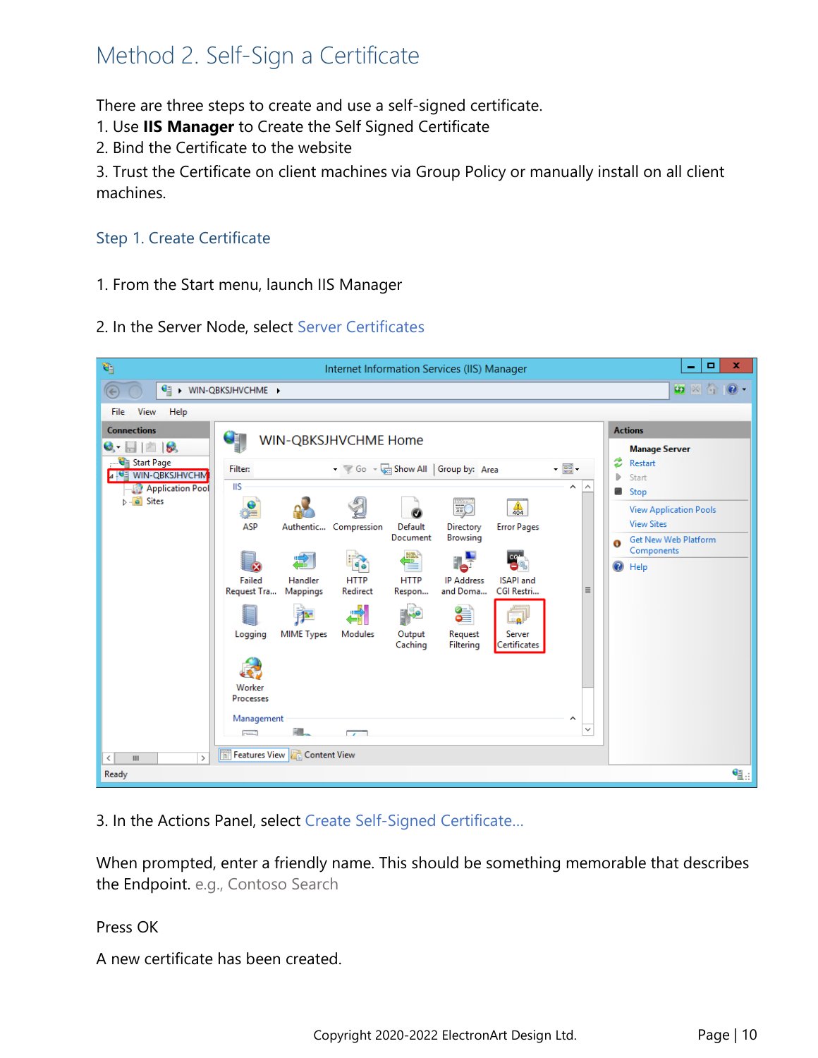# Method 2. Self-Sign a Certificate

There are three steps to create and use a self-signed certificate.
1. Use **IIS Manager** to Create the Self Signed Certificate
2. Bind the Certificate to the website
3. Trust the Certificate on client machines via Group Policy or manually install on all client machines.

## Step 1. Create Certificate

1. From the Start menu, launch IIS Manager

2. In the Server Node, select Server Certificates

3. In the Actions Panel, select Create Self-Signed Certificate…

When prompted, enter a friendly name. This should be something memorable that describes the Endpoint. e.g., Contoso Search

Press OK

A new certificate has been created.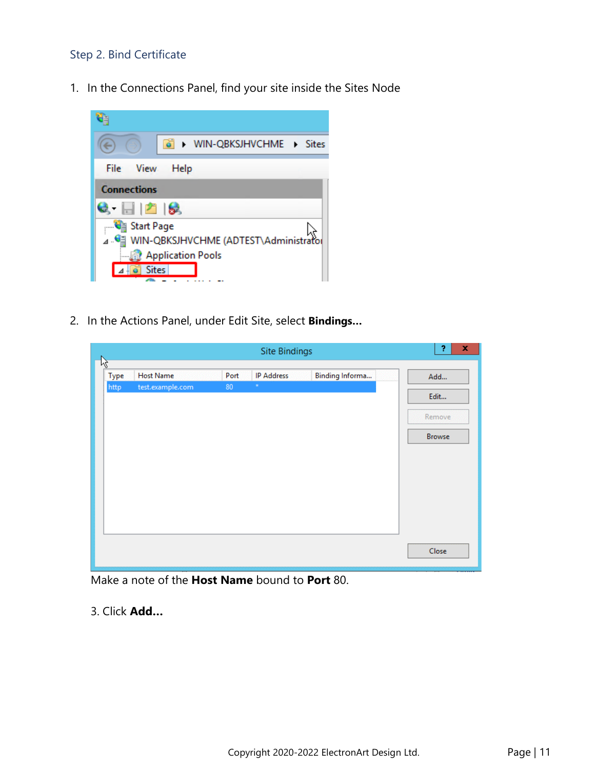### Step 2. Bind Certificate

1. In the Connections Panel, find your site inside the Sites Node

2. In the Actions Panel, under Edit Site, select **Bindings...**

Make a note of the **Host Name** bound to **Port** 80.

3. Click **Add...**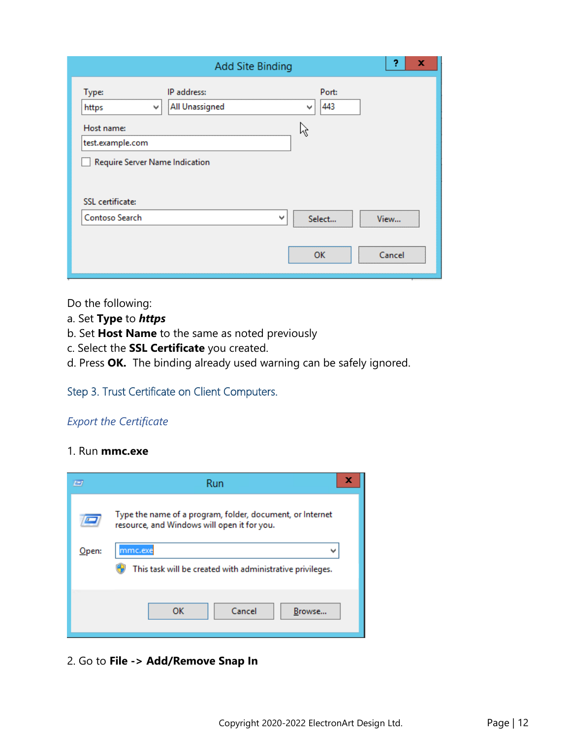Do the following:

a. Set **Type** to ***https***

b. Set **Host Name** to the same as noted previously

c. Select the **SSL Certificate** you created.

d. Press **OK.** The binding already used warning can be safely ignored.

## Step 3. Trust Certificate on Client Computers.

### *Export the Certificate*

1. Run **mmc.exe**

2. Go to **File -> Add/Remove Snap In**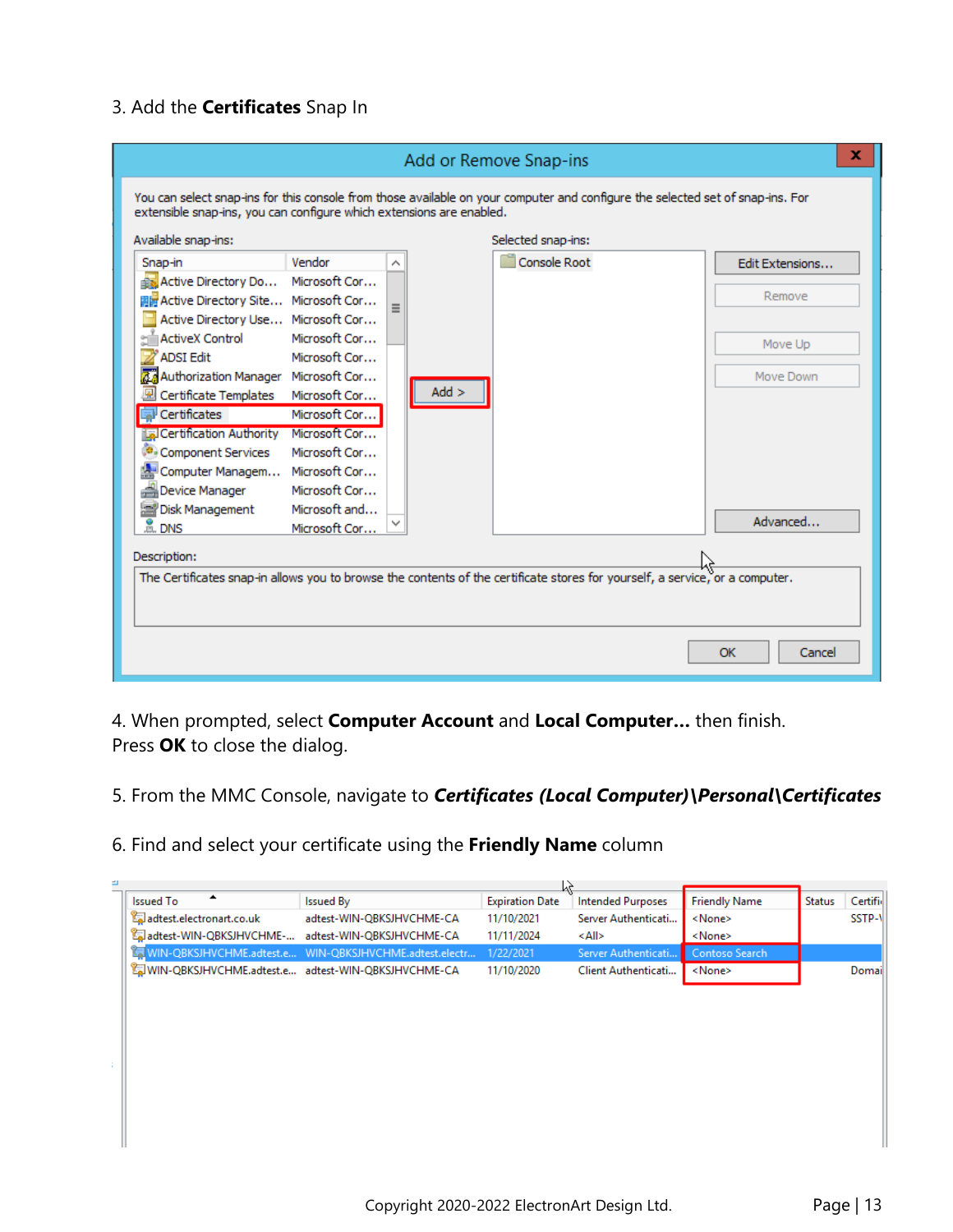3. Add the **Certificates** Snap In

4. When prompted, select **Computer Account** and **Local Computer…** then finish. Press **OK** to close the dialog.

5. From the MMC Console, navigate to ***Certificates (Local Computer)\Personal\Certificates***

6. Find and select your certificate using the **Friendly Name** column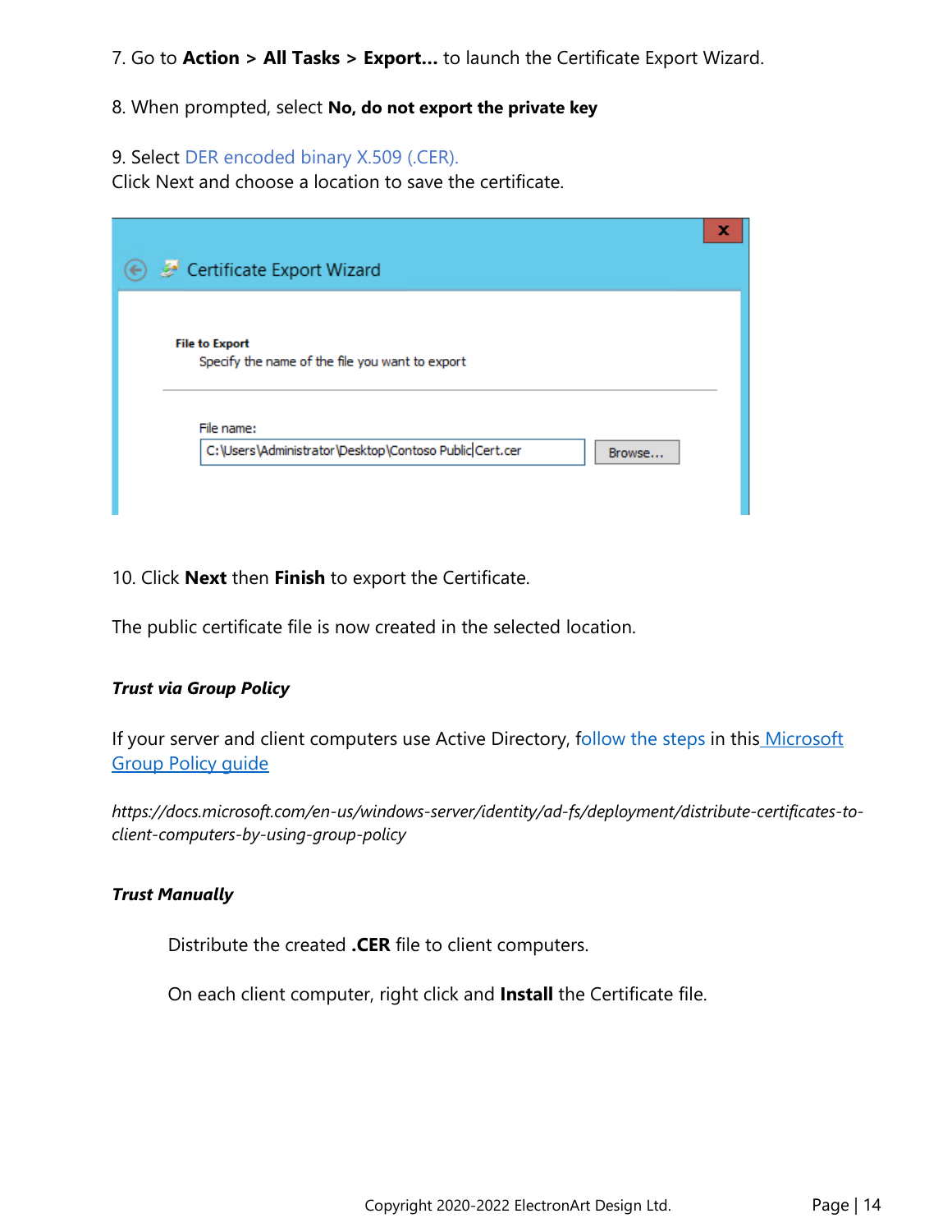7. Go to **Action > All Tasks > Export...** to launch the Certificate Export Wizard.

8. When prompted, select **No, do not export the private key**

9. Select DER encoded binary X.509 (.CER).
Click Next and choose a location to save the certificate.

Certificate Export Wizard

**File to Export**
Specify the name of the file you want to export

File name:
C:\Users\Administrator\Desktop\Contoso PublicCert.cer
Browse...

10. Click **Next** then **Finish** to export the Certificate.

The public certificate file is now created in the selected location.

***Trust via Group Policy***

If your server and client computers use Active Directory, follow the steps in this [Microsoft Group Policy guide](https://docs.microsoft.com/en-us/windows-server/identity/ad-fs/deployment/distribute-certificates-to-client-computers-by-using-group-policy)

*https://docs.microsoft.com/en-us/windows-server/identity/ad-fs/deployment/distribute-certificates-to-client-computers-by-using-group-policy*

***Trust Manually***

Distribute the created **.CER** file to client computers.

On each client computer, right click and **Install** the Certificate file.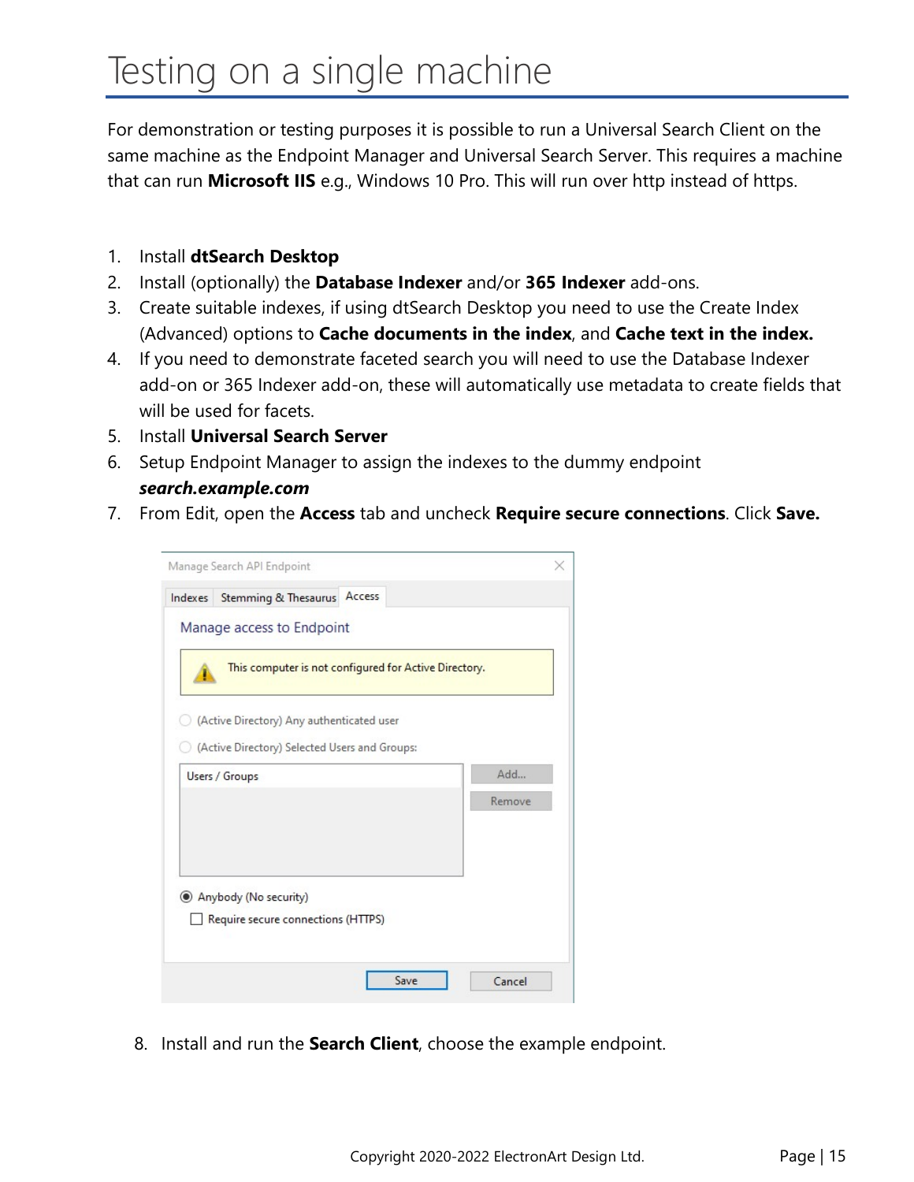# Testing on a single machine

For demonstration or testing purposes it is possible to run a Universal Search Client on the same machine as the Endpoint Manager and Universal Search Server. This requires a machine that can run **Microsoft IIS** e.g., Windows 10 Pro. This will run over http instead of https.

1. Install **dtSearch Desktop**
2. Install (optionally) the **Database Indexer** and/or **365 Indexer** add-ons.
3. Create suitable indexes, if using dtSearch Desktop you need to use the Create Index (Advanced) options to **Cache documents in the index**, and **Cache text in the index.**
4. If you need to demonstrate faceted search you will need to use the Database Indexer add-on or 365 Indexer add-on, these will automatically use metadata to create fields that will be used for facets.
5. Install **Universal Search Server**
6. Setup Endpoint Manager to assign the indexes to the dummy endpoint ***search.example.com***
7. From Edit, open the **Access** tab and uncheck **Require secure connections**. Click **Save.**

8. Install and run the **Search Client**, choose the example endpoint.